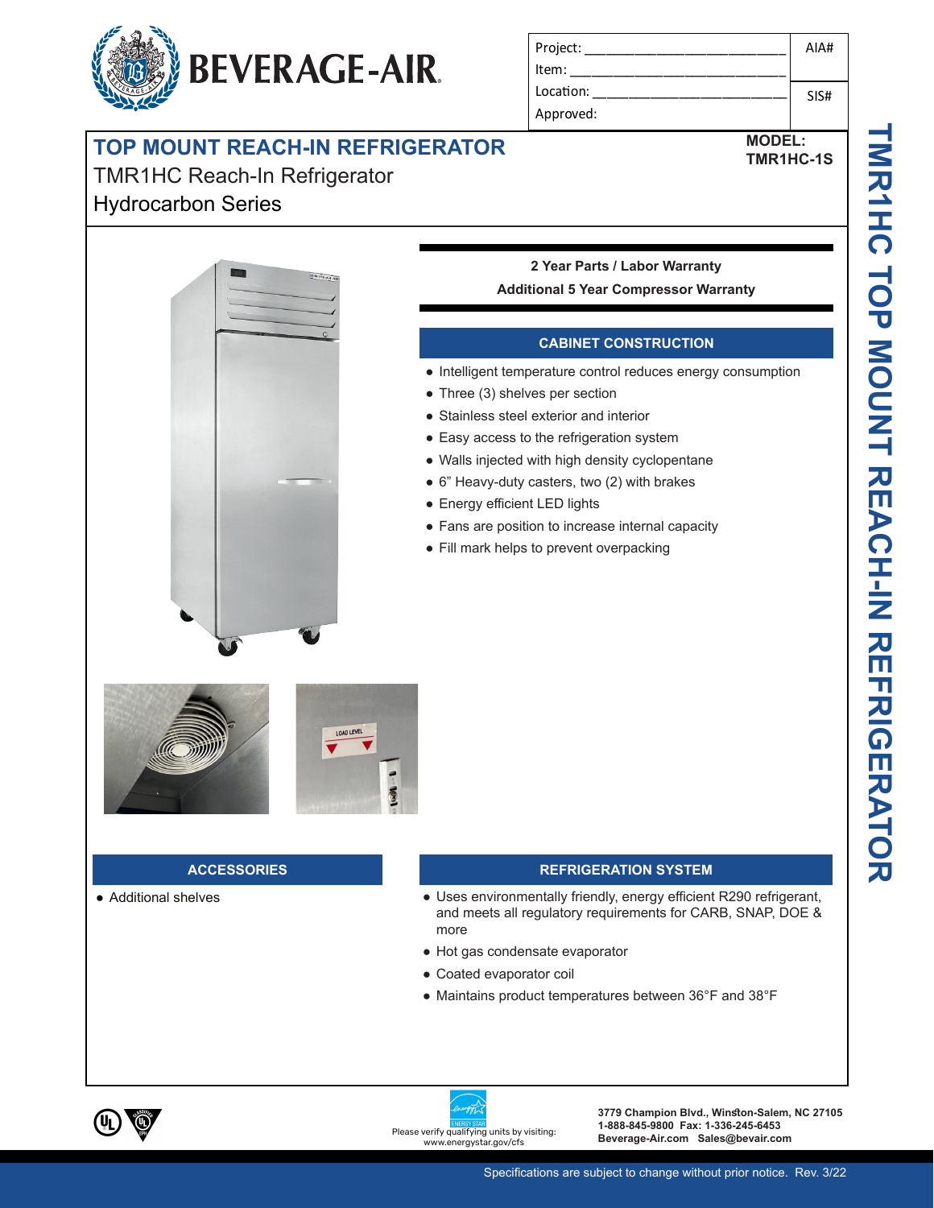BEVERAGE-AIR

| Project: | AIA# |
| --- | --- |
| Item: | |
| Location: | SIS# |
| Approved: | |

# TOP MOUNT REACH-IN REFRIGERATOR

TMR1HC Reach-In Refrigerator

Hydrocarbon Series

**MODEL:**
**TMR1HC-1S**

TMR1HC TOP MOUNT REACH-IN REFRIGERATOR

**2 Year Parts / Labor Warranty**

**Additional 5 Year Compressor Warranty**

## CABINET CONSTRUCTION

- Intelligent temperature control reduces energy consumption
- Three (3) shelves per section
- Stainless steel exterior and interior
- Easy access to the refrigeration system
- Walls injected with high density cyclopentane
- 6” Heavy-duty casters, two (2) with brakes
- Energy efficient LED lights
- Fans are position to increase internal capacity
- Fill mark helps to prevent overpacking

## ACCESSORIES

- Additional shelves

## REFRIGERATION SYSTEM

- Uses environmentally friendly, energy efficient R290 refrigerant, and meets all regulatory requirements for CARB, SNAP, DOE & more
- Hot gas condensate evaporator
- Coated evaporator coil
- Maintains product temperatures between 36°F and 38°F

Please verify qualifying units by visiting: www.energystar.gov/cfs

**3779 Champion Blvd., Winston-Salem, NC 27105**
**1-888-845-9800 Fax: 1-336-245-6453**
**Beverage-Air.com Sales@bevair.com**

Specifications are subject to change without prior notice. Rev. 3/22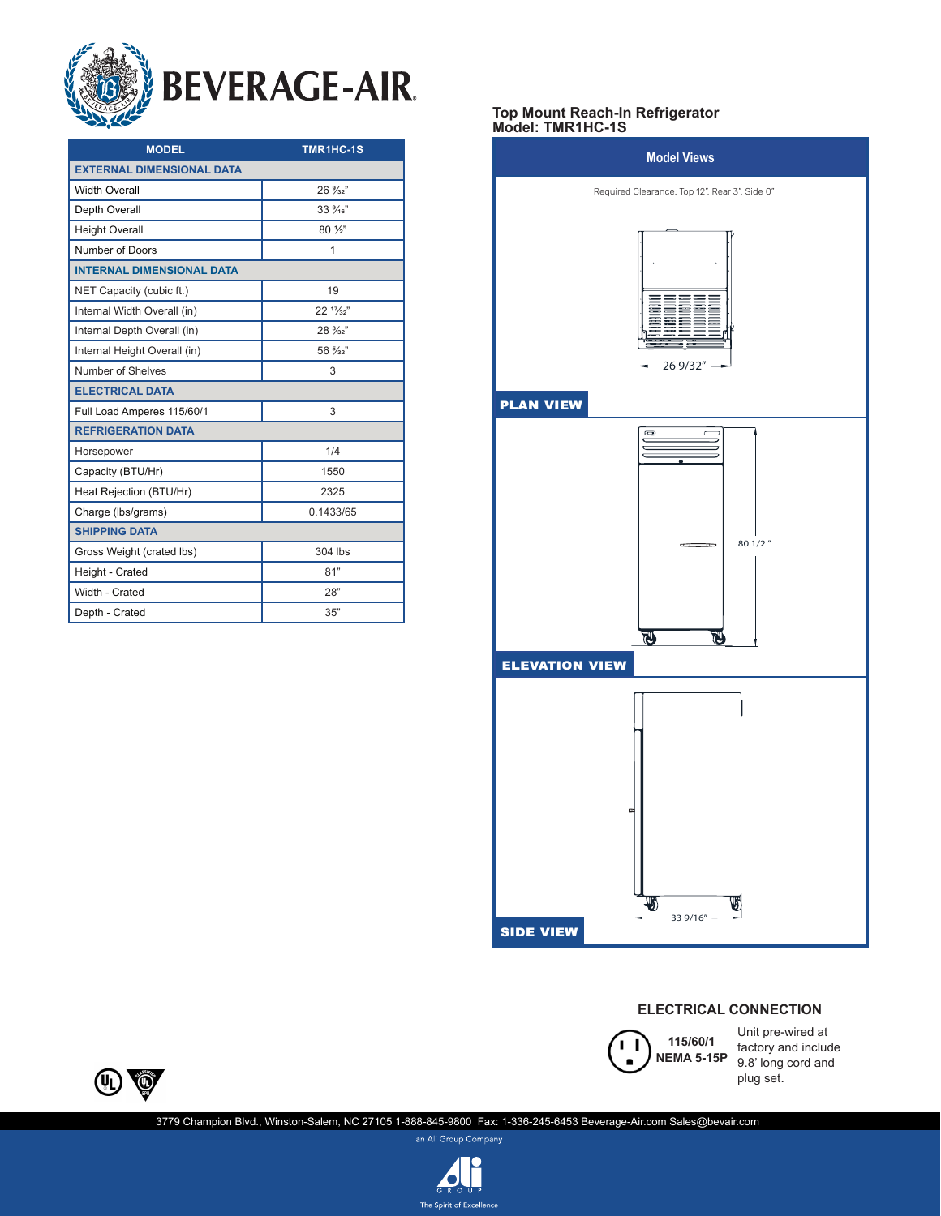# BEVERAGE-AIR

## Top Mount Reach-In Refrigerator
## Model: TMR1HC-1S

| MODEL | TMR1HC-1S |
|---|---|
| **EXTERNAL DIMENSIONAL DATA** | |
| Width Overall | 26 9/32" |
| Depth Overall | 33 9/16" |
| Height Overall | 80 ½" |
| Number of Doors | 1 |
| **INTERNAL DIMENSIONAL DATA** | |
| NET Capacity (cubic ft.) | 19 |
| Internal Width Overall (in) | 22 17/32" |
| Internal Depth Overall (in) | 28 3/32" |
| Internal Height Overall (in) | 56 5/32" |
| Number of Shelves | 3 |
| **ELECTRICAL DATA** | |
| Full Load Amperes 115/60/1 | 3 |
| **REFRIGERATION DATA** | |
| Horsepower | 1/4 |
| Capacity (BTU/Hr) | 1550 |
| Heat Rejection (BTU/Hr) | 2325 |
| Charge (lbs/grams) | 0.1433/65 |
| **SHIPPING DATA** | |
| Gross Weight (crated lbs) | 304 lbs |
| Height - Crated | 81" |
| Width - Crated | 28" |
| Depth - Crated | 35" |

### Model Views

Required Clearance: Top 12", Rear 3", Side 0"

26 9/32"

PLAN VIEW

80 1/2"

ELEVATION VIEW

33 9/16"

SIDE VIEW

### ELECTRICAL CONNECTION

115/60/1
NEMA 5-15P

Unit pre-wired at factory and include 9.8' long cord and plug set.

3779 Champion Blvd., Winston-Salem, NC 27105 1-888-845-9800 Fax: 1-336-245-6453 Beverage-Air.com Sales@bevair.com

an Ali Group Company

The Spirit of Excellence